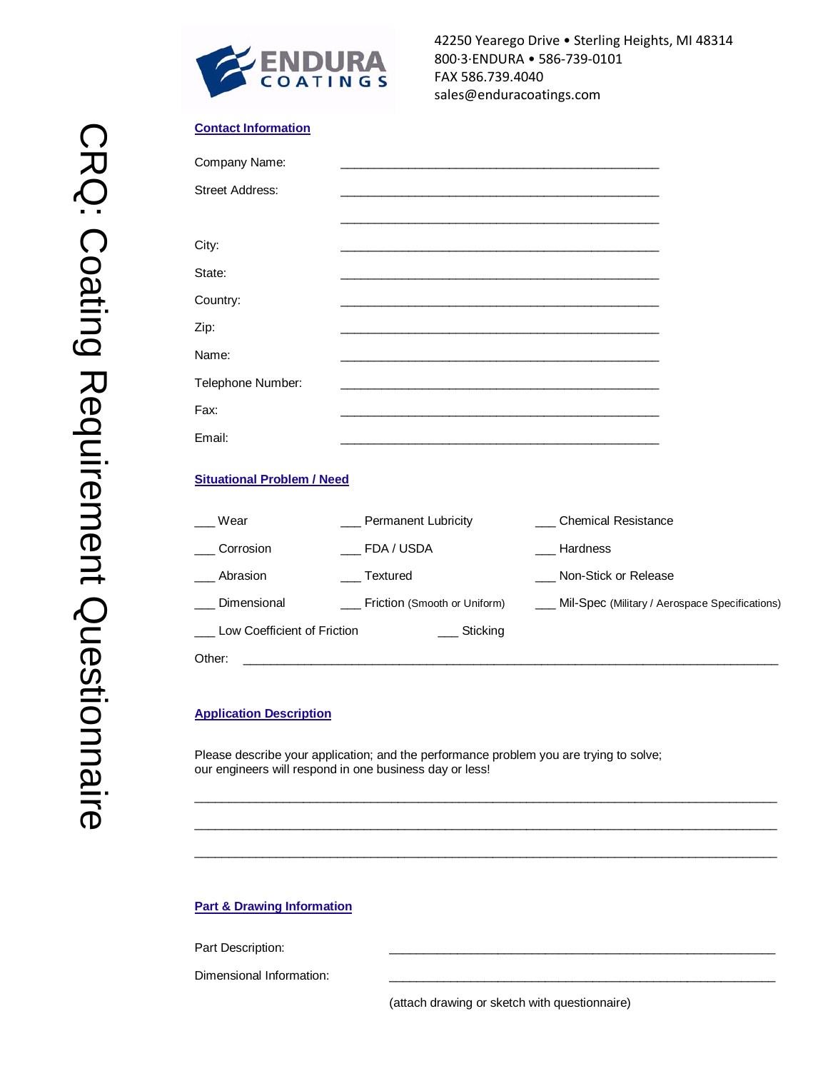# CRQ: Coating Requirement Questionnaire

**ENDURA COATINGS**

42250 Yearego Drive • Sterling Heights, MI 48314
800·3·ENDURA • 586-739-0101
FAX 586.739.4040
sales@enduracoatings.com

## Contact Information

Company Name: ______________________________________________

Street Address: ______________________________________________

______________________________________________

City: ______________________________________________

State: ______________________________________________

Country: ______________________________________________

Zip: ______________________________________________

Name: ______________________________________________

Telephone Number: ______________________________________________

Fax: ______________________________________________

Email: ______________________________________________

## Situational Problem / Need

| | | |
|---|---|---|
| ___ Wear | ___ Permanent Lubricity | ___ Chemical Resistance |
| ___ Corrosion | ___ FDA / USDA | ___ Hardness |
| ___ Abrasion | ___ Textured | ___ Non-Stick or Release |
| ___ Dimensional | ___ Friction (Smooth or Uniform) | ___ Mil-Spec (Military / Aerospace Specifications) |
| ___ Low Coefficient of Friction | ___ Sticking | |

Other: ______________________________________________________________________________

## Application Description

Please describe your application; and the performance problem you are trying to solve; our engineers will respond in one business day or less!

______________________________________________________________________________

______________________________________________________________________________

______________________________________________________________________________

## Part & Drawing Information

Part Description: ______________________________________________

Dimensional Information: ______________________________________________

(attach drawing or sketch with questionnaire)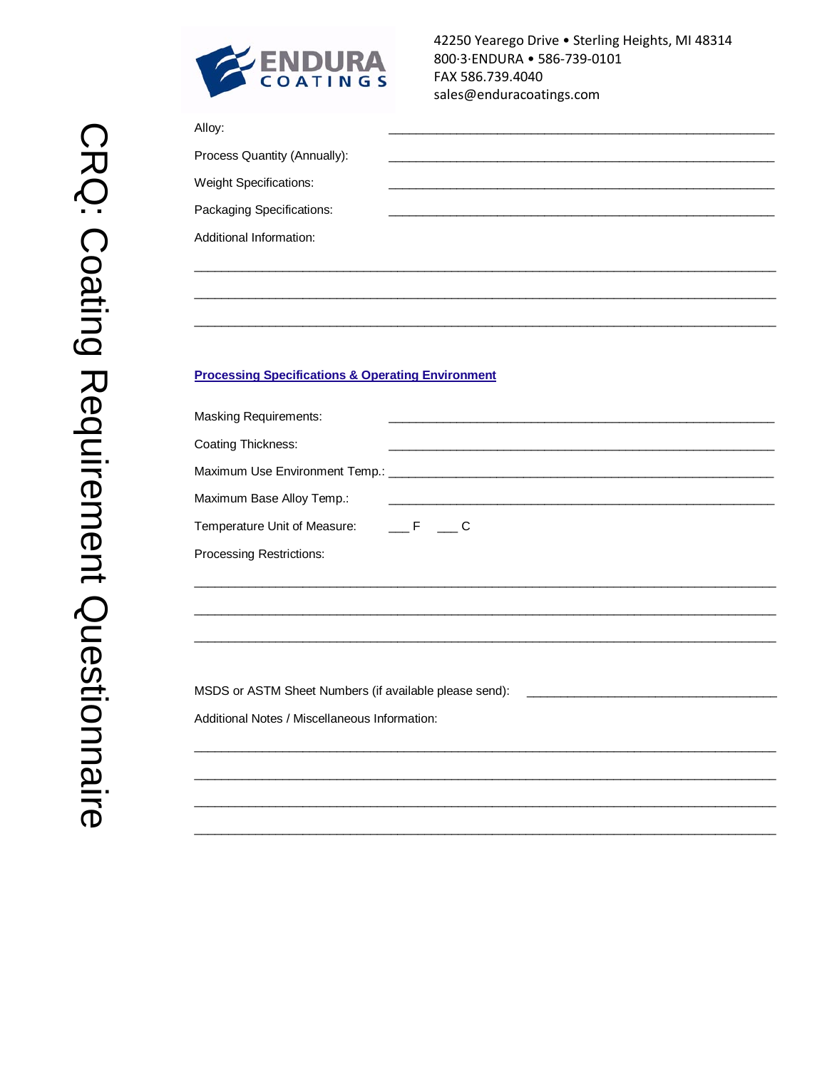42250 Yearego Drive • Sterling Heights, MI 48314
800·3·ENDURA • 586-739-0101
FAX 586.739.4040
sales@enduracoatings.com

# CRQ: Coating Requirement Questionnaire

Alloy: ______________________________________________________

Process Quantity (Annually): ______________________________________________________

Weight Specifications: ______________________________________________________

Packaging Specifications: ______________________________________________________

Additional Information:

______________________________________________________________________________

______________________________________________________________________________

______________________________________________________________________________

## Processing Specifications & Operating Environment

Masking Requirements: ______________________________________________________

Coating Thickness: ______________________________________________________

Maximum Use Environment Temp.: ______________________________________________________

Maximum Base Alloy Temp.: ______________________________________________________

Temperature Unit of Measure: ___ F ___ C

Processing Restrictions:

______________________________________________________________________________

______________________________________________________________________________

______________________________________________________________________________

MSDS or ASTM Sheet Numbers (if available please send): ____________________________________

Additional Notes / Miscellaneous Information:

______________________________________________________________________________

______________________________________________________________________________

______________________________________________________________________________

______________________________________________________________________________